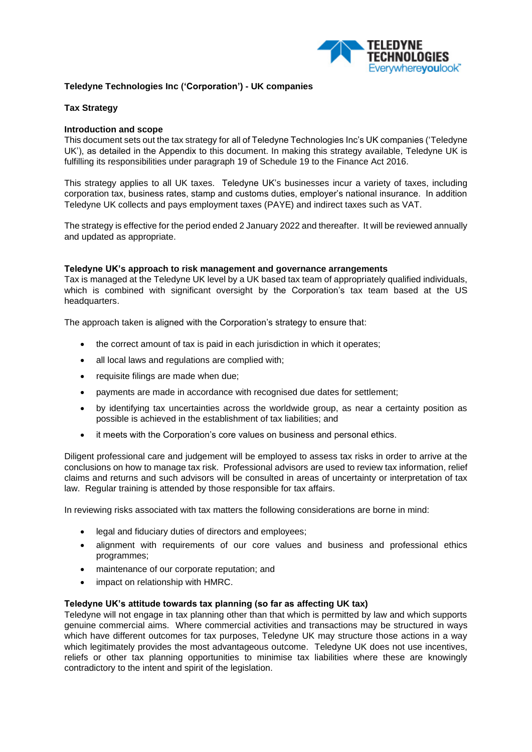**Teledyne Technologies Inc ('Corporation') - UK companies**

## Tax Strategy

### Introduction and scope

This document sets out the tax strategy for all of Teledyne Technologies Inc's UK companies ('Teledyne UK'), as detailed in the Appendix to this document. In making this strategy available, Teledyne UK is fulfilling its responsibilities under paragraph 19 of Schedule 19 to the Finance Act 2016.

This strategy applies to all UK taxes. Teledyne UK's businesses incur a variety of taxes, including corporation tax, business rates, stamp and customs duties, employer's national insurance. In addition Teledyne UK collects and pays employment taxes (PAYE) and indirect taxes such as VAT.

The strategy is effective for the period ended 2 January 2022 and thereafter. It will be reviewed annually and updated as appropriate.

### Teledyne UK's approach to risk management and governance arrangements

Tax is managed at the Teledyne UK level by a UK based tax team of appropriately qualified individuals, which is combined with significant oversight by the Corporation's tax team based at the US headquarters.

The approach taken is aligned with the Corporation's strategy to ensure that:

- the correct amount of tax is paid in each jurisdiction in which it operates;
- all local laws and regulations are complied with;
- requisite filings are made when due;
- payments are made in accordance with recognised due dates for settlement;
- by identifying tax uncertainties across the worldwide group, as near a certainty position as possible is achieved in the establishment of tax liabilities; and
- it meets with the Corporation's core values on business and personal ethics.

Diligent professional care and judgement will be employed to assess tax risks in order to arrive at the conclusions on how to manage tax risk. Professional advisors are used to review tax information, relief claims and returns and such advisors will be consulted in areas of uncertainty or interpretation of tax law. Regular training is attended by those responsible for tax affairs.

In reviewing risks associated with tax matters the following considerations are borne in mind:

- legal and fiduciary duties of directors and employees;
- alignment with requirements of our core values and business and professional ethics programmes;
- maintenance of our corporate reputation; and
- impact on relationship with HMRC.

### Teledyne UK's attitude towards tax planning (so far as affecting UK tax)

Teledyne will not engage in tax planning other than that which is permitted by law and which supports genuine commercial aims. Where commercial activities and transactions may be structured in ways which have different outcomes for tax purposes, Teledyne UK may structure those actions in a way which legitimately provides the most advantageous outcome. Teledyne UK does not use incentives, reliefs or other tax planning opportunities to minimise tax liabilities where these are knowingly contradictory to the intent and spirit of the legislation.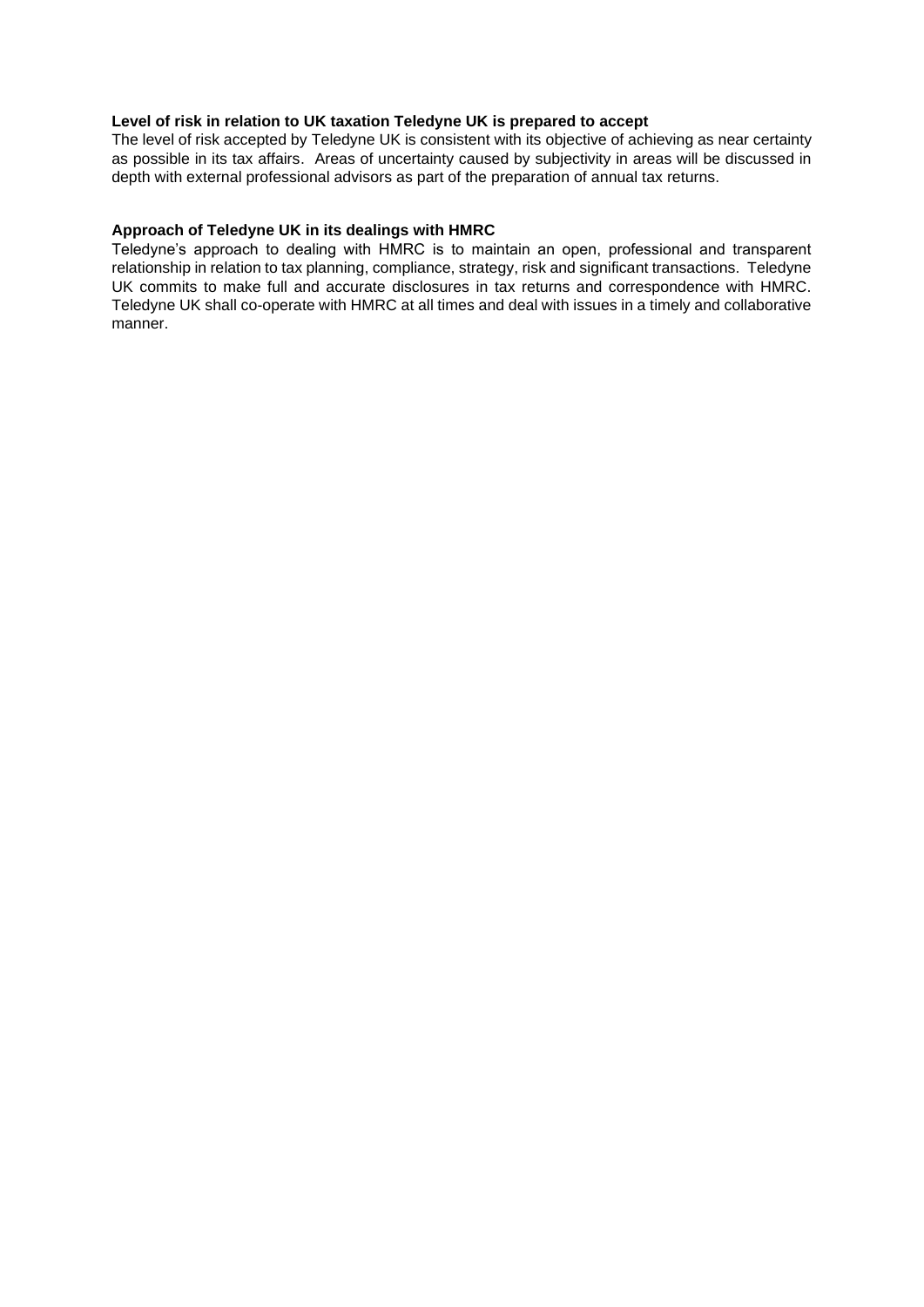**Level of risk in relation to UK taxation Teledyne UK is prepared to accept**

The level of risk accepted by Teledyne UK is consistent with its objective of achieving as near certainty as possible in its tax affairs. Areas of uncertainty caused by subjectivity in areas will be discussed in depth with external professional advisors as part of the preparation of annual tax returns.

**Approach of Teledyne UK in its dealings with HMRC**

Teledyne's approach to dealing with HMRC is to maintain an open, professional and transparent relationship in relation to tax planning, compliance, strategy, risk and significant transactions. Teledyne UK commits to make full and accurate disclosures in tax returns and correspondence with HMRC. Teledyne UK shall co-operate with HMRC at all times and deal with issues in a timely and collaborative manner.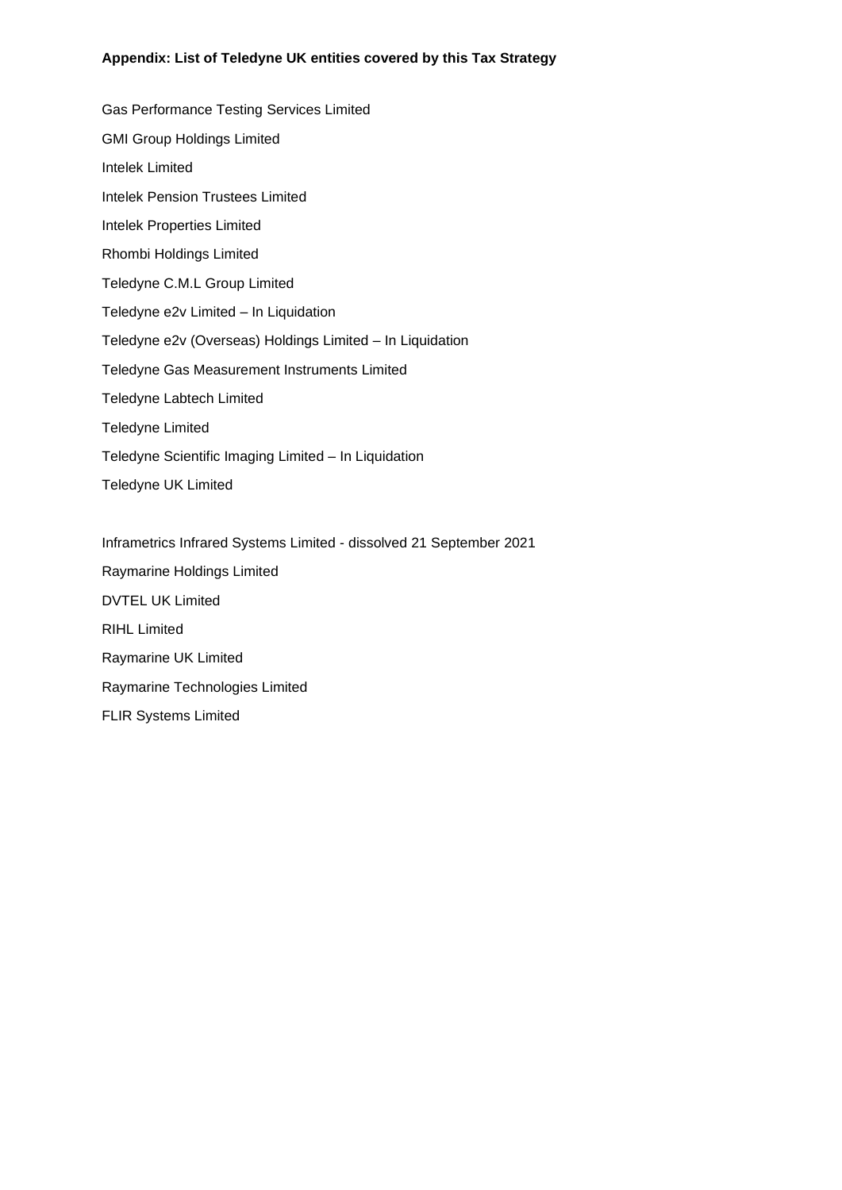**Appendix: List of Teledyne UK entities covered by this Tax Strategy**

Gas Performance Testing Services Limited

GMI Group Holdings Limited

Intelek Limited

Intelek Pension Trustees Limited

Intelek Properties Limited

Rhombi Holdings Limited

Teledyne C.M.L Group Limited

Teledyne e2v Limited – In Liquidation

Teledyne e2v (Overseas) Holdings Limited – In Liquidation

Teledyne Gas Measurement Instruments Limited

Teledyne Labtech Limited

Teledyne Limited

Teledyne Scientific Imaging Limited – In Liquidation

Teledyne UK Limited

Inframetrics Infrared Systems Limited - dissolved 21 September 2021

Raymarine Holdings Limited

DVTEL UK Limited

RIHL Limited

Raymarine UK Limited

Raymarine Technologies Limited

FLIR Systems Limited